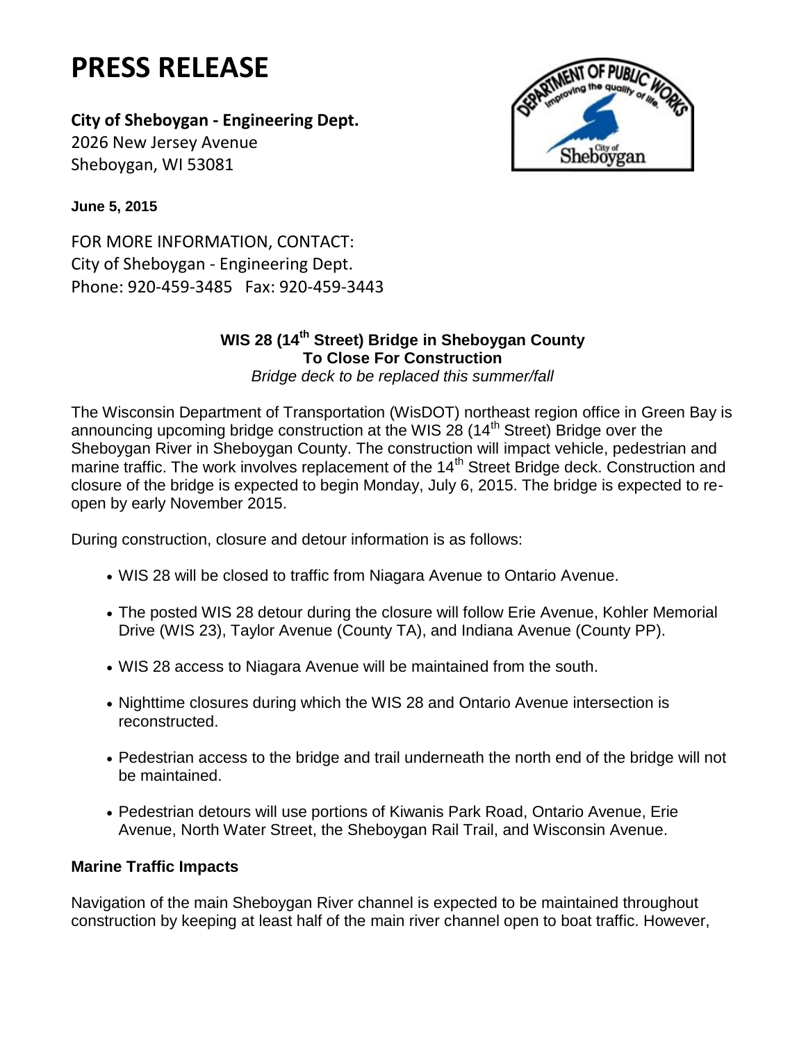# PRESS RELEASE

**City of Sheboygan - Engineering Dept.**
2026 New Jersey Avenue
Sheboygan, WI 53081

**June 5, 2015**

FOR MORE INFORMATION, CONTACT:
City of Sheboygan - Engineering Dept.
Phone: 920-459-3485 Fax: 920-459-3443

**WIS 28 (14th Street) Bridge in Sheboygan County**
**To Close For Construction**
*Bridge deck to be replaced this summer/fall*

The Wisconsin Department of Transportation (WisDOT) northeast region office in Green Bay is announcing upcoming bridge construction at the WIS 28 (14th Street) Bridge over the Sheboygan River in Sheboygan County. The construction will impact vehicle, pedestrian and marine traffic. The work involves replacement of the 14th Street Bridge deck. Construction and closure of the bridge is expected to begin Monday, July 6, 2015. The bridge is expected to re-open by early November 2015.

During construction, closure and detour information is as follows:

- WIS 28 will be closed to traffic from Niagara Avenue to Ontario Avenue.
- The posted WIS 28 detour during the closure will follow Erie Avenue, Kohler Memorial Drive (WIS 23), Taylor Avenue (County TA), and Indiana Avenue (County PP).
- WIS 28 access to Niagara Avenue will be maintained from the south.
- Nighttime closures during which the WIS 28 and Ontario Avenue intersection is reconstructed.
- Pedestrian access to the bridge and trail underneath the north end of the bridge will not be maintained.
- Pedestrian detours will use portions of Kiwanis Park Road, Ontario Avenue, Erie Avenue, North Water Street, the Sheboygan Rail Trail, and Wisconsin Avenue.

**Marine Traffic Impacts**

Navigation of the main Sheboygan River channel is expected to be maintained throughout construction by keeping at least half of the main river channel open to boat traffic. However,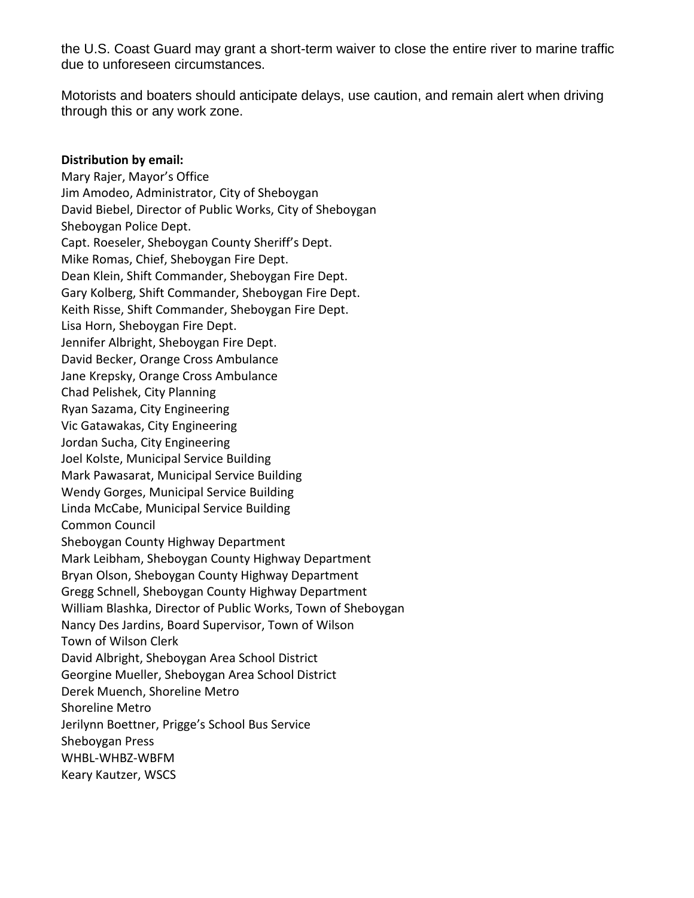the U.S. Coast Guard may grant a short-term waiver to close the entire river to marine traffic due to unforeseen circumstances.

Motorists and boaters should anticipate delays, use caution, and remain alert when driving through this or any work zone.

**Distribution by email:**

Mary Rajer, Mayor's Office
Jim Amodeo, Administrator, City of Sheboygan
David Biebel, Director of Public Works, City of Sheboygan
Sheboygan Police Dept.
Capt. Roeseler, Sheboygan County Sheriff's Dept.
Mike Romas, Chief, Sheboygan Fire Dept.
Dean Klein, Shift Commander, Sheboygan Fire Dept.
Gary Kolberg, Shift Commander, Sheboygan Fire Dept.
Keith Risse, Shift Commander, Sheboygan Fire Dept.
Lisa Horn, Sheboygan Fire Dept.
Jennifer Albright, Sheboygan Fire Dept.
David Becker, Orange Cross Ambulance
Jane Krepsky, Orange Cross Ambulance
Chad Pelishek, City Planning
Ryan Sazama, City Engineering
Vic Gatawakas, City Engineering
Jordan Sucha, City Engineering
Joel Kolste, Municipal Service Building
Mark Pawasarat, Municipal Service Building
Wendy Gorges, Municipal Service Building
Linda McCabe, Municipal Service Building
Common Council
Sheboygan County Highway Department
Mark Leibham, Sheboygan County Highway Department
Bryan Olson, Sheboygan County Highway Department
Gregg Schnell, Sheboygan County Highway Department
William Blashka, Director of Public Works, Town of Sheboygan
Nancy Des Jardins, Board Supervisor, Town of Wilson
Town of Wilson Clerk
David Albright, Sheboygan Area School District
Georgine Mueller, Sheboygan Area School District
Derek Muench, Shoreline Metro
Shoreline Metro
Jerilynn Boettner, Prigge's School Bus Service
Sheboygan Press
WHBL-WHBZ-WBFM
Keary Kautzer, WSCS